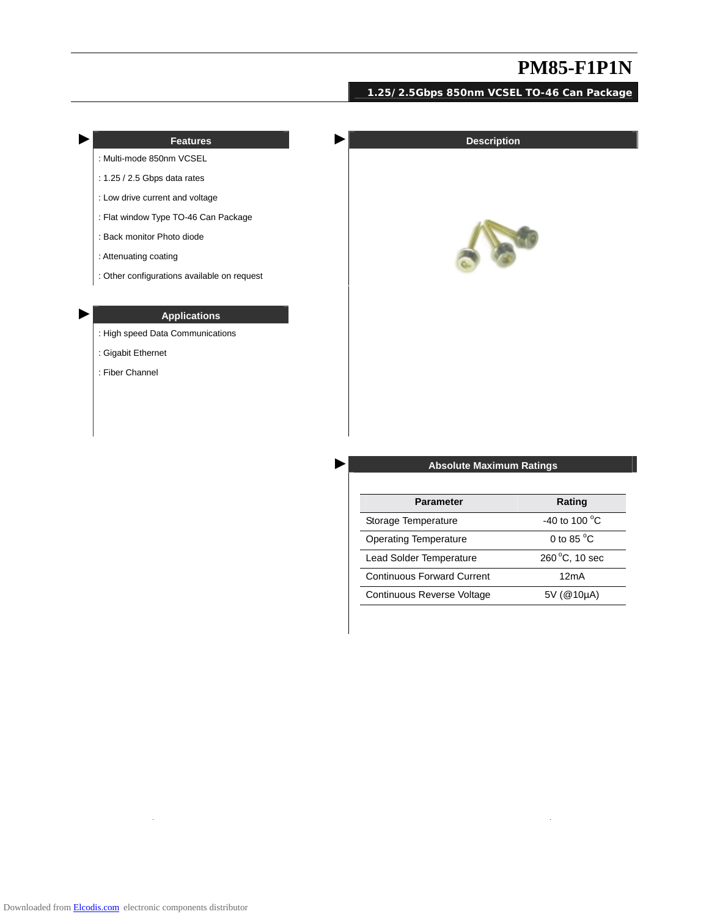# PM85-F1P1N

**1.25/2.5Gbps 850nm VCSEL TO-46 Can Package**

## Features

: Multi-mode 850nm VCSEL

: 1.25 / 2.5 Gbps data rates

: Low drive current and voltage

: Flat window Type TO-46 Can Package

: Back monitor Photo diode

: Attenuating coating

: Other configurations available on request

## Applications

: High speed Data Communications

: Gigabit Ethernet

: Fiber Channel

## Description

## Absolute Maximum Ratings

| Parameter | Rating |
|---|---|
| Storage Temperature | -40 to 100 °C |
| Operating Temperature | 0 to 85 °C |
| Lead Solder Temperature | 260 °C, 10 sec |
| Continuous Forward Current | 12mA |
| Continuous Reverse Voltage | 5V (@10µA) |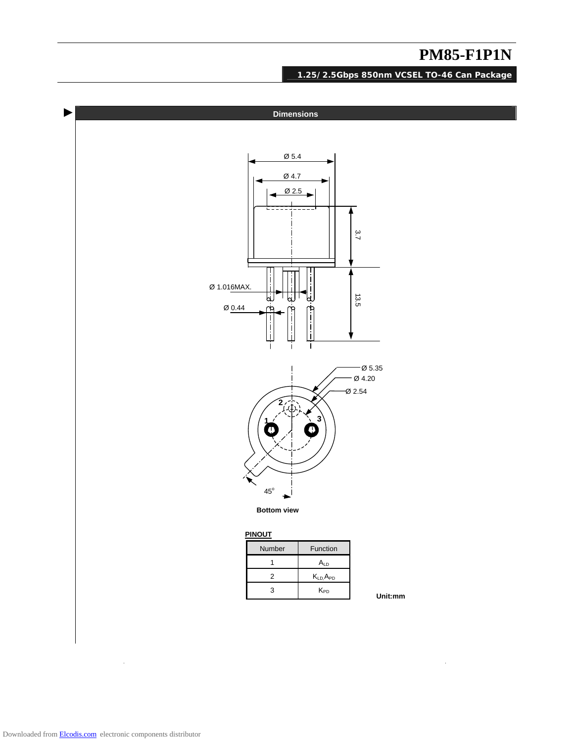## Dimensions

Ø 5.4

Ø 4.7

Ø 2.5

3.7

Ø 1.016MAX.

Ø 0.44

13.5

Ø 5.35

Ø 4.20

Ø 2.54

45°

**Bottom view**

**PINOUT**

| Number | Function |
|---|---|
| 1 | $A_{LD}$ |
| 2 | $K_{LD}$, $A_{PD}$ |
| 3 | $K_{PD}$ |

**Unit:mm**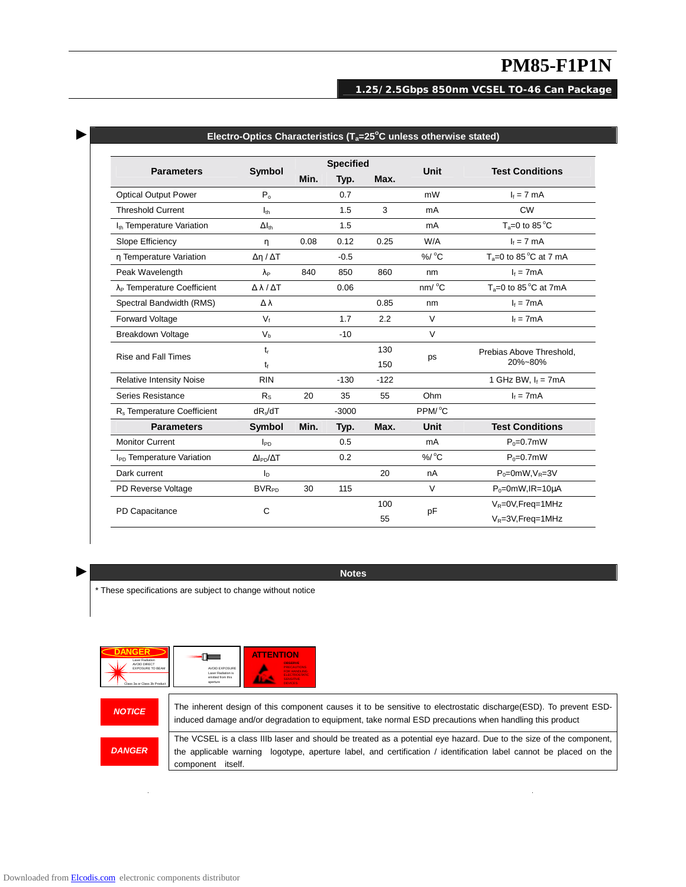# PM85-F1P1N

**1.25/ 2.5Gbps 850nm VCSEL TO-46 Can Package**

## Electro-Optics Characteristics ($T_a$=25°C unless otherwise stated)

| Parameters | Symbol | Specified | | | Unit | Test Conditions |
|---|---|---|---|---|---|---|
| | | Min. | Typ. | Max. | | |
| Optical Output Power | $P_o$ | | 0.7 | | mW | $I_f$ = 7 mA |
| Threshold Current | $I_{th}$ | | 1.5 | 3 | mA | CW |
| $I_{th}$ Temperature Variation | $\Delta I_{th}$ | | 1.5 | | mA | $T_a$=0 to 85°C |
| Slope Efficiency | $\eta$ | 0.08 | 0.12 | 0.25 | W/A | $I_f$ = 7 mA |
| $\eta$ Temperature Variation | $\Delta\eta / \Delta T$ | | -0.5 | | %/°C | $T_a$=0 to 85°C at 7 mA |
| Peak Wavelength | $\lambda_P$ | 840 | 850 | 860 | nm | $I_f$ = 7mA |
| $\lambda_P$ Temperature Coefficient | $\Delta\lambda / \Delta T$ | | 0.06 | | nm/°C | $T_a$=0 to 85°C at 7mA |
| Spectral Bandwidth (RMS) | $\Delta\lambda$ | | | 0.85 | nm | $I_f$ = 7mA |
| Forward Voltage | $V_f$ | | 1.7 | 2.2 | V | $I_f$ = 7mA |
| Breakdown Voltage | $V_b$ | | -10 | | V | |
| Rise and Fall Times | $t_r$ | | | 130 | ps | Prebias Above Threshold, 20%~80% |
| | $t_f$ | | | 150 | | |
| Relative Intensity Noise | RIN | | -130 | -122 | | 1 GHz BW, $I_f$ = 7mA |
| Series Resistance | $R_S$ | 20 | 35 | 55 | Ohm | $I_f$ = 7mA |
| $R_s$ Temperature Coefficient | $dR_s/dT$ | | -3000 | | PPM/°C | |
| **Parameters** | **Symbol** | **Min.** | **Typ.** | **Max.** | **Unit** | **Test Conditions** |
| Monitor Current | $I_{PD}$ | | 0.5 | | mA | $P_0$=0.7mW |
| $I_{PD}$ Temperature Variation | $\Delta I_{PD}/\Delta T$ | | 0.2 | | %/°C | $P_0$=0.7mW |
| Dark current | $I_D$ | | | 20 | nA | $P_0$=0mW, $V_R$=3V |
| PD Reverse Voltage | $BVR_{PD}$ | 30 | 115 | | V | $P_0$=0mW, IR=10µA |
| PD Capacitance | C | | | 100 | pF | $V_R$=0V, Freq=1MHz |
| | | | | 55 | | $V_R$=3V, Freq=1MHz |

## Notes

* These specifications are subject to change without notice

| | |
|---|---|
| ***NOTICE*** | The inherent design of this component causes it to be sensitive to electrostatic discharge(ESD). To prevent ESD-induced damage and/or degradation to equipment, take normal ESD precautions when handling this product |
| ***DANGER*** | The VCSEL is a class IIIb laser and should be treated as a potential eye hazard. Due to the size of the component, the applicable warning logotype, aperture label, and certification / identification label cannot be placed on the component itself. |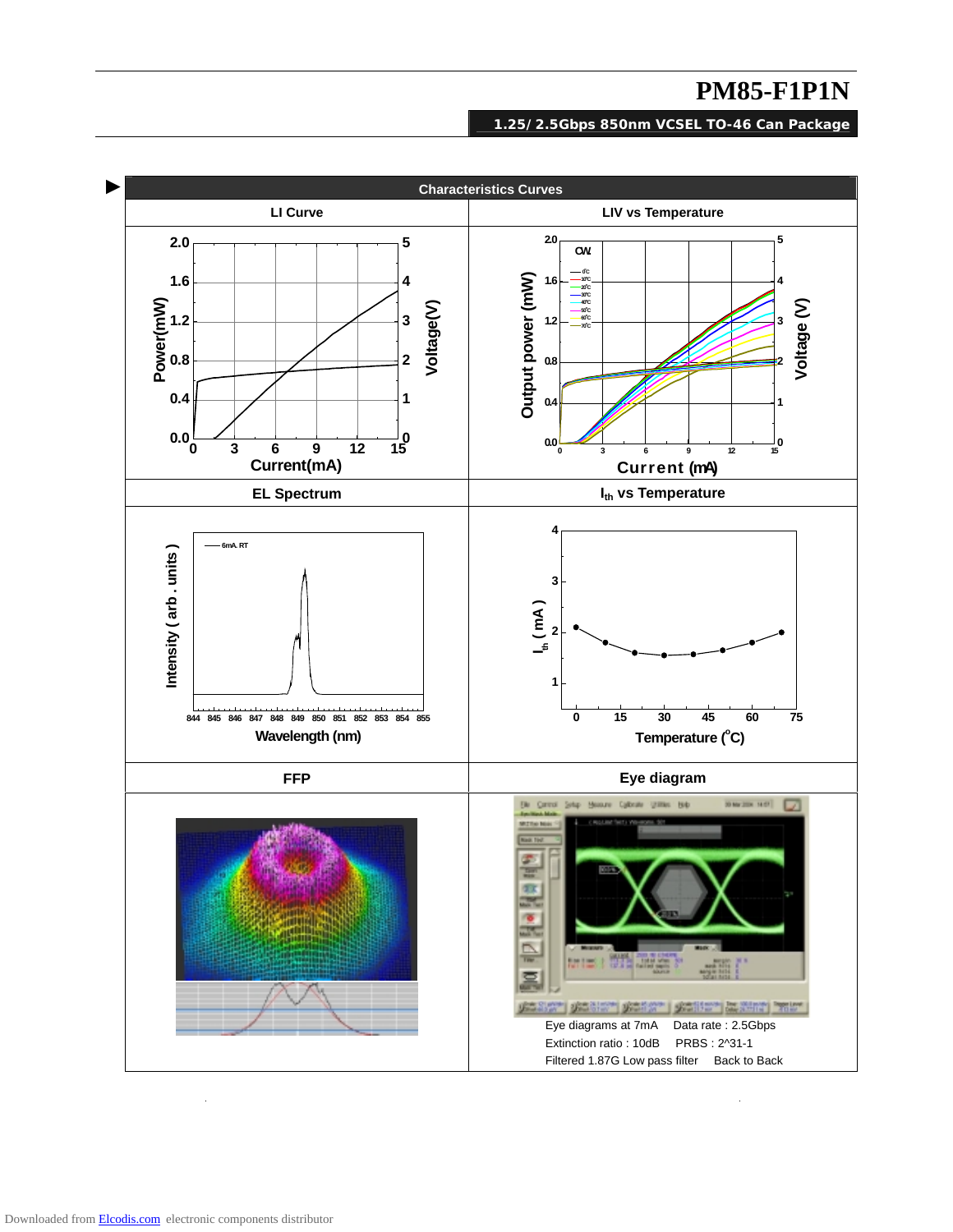# PM85-F1P1N

**1.25/ 2.5Gbps 850nm VCSEL TO-46 Can Package**

## Characteristics Curves

### LI Curve

Power(mW)
2.0
1.6
1.2
0.8
0.4
0.0

Voltage(V)
5
4
3
2
1
0

0 3 6 9 12 15
Current(mA)

### LIV vs Temperature

CW
0°C
10°C
20°C
30°C
40°C
50°C
60°C
70°C

Output power (mW)
2.0
1.6
1.2
0.8
0.4
0.0

Voltage (V)
5
4
3
2
1
0

0 3 6 9 12 15
Current (mA)

### EL Spectrum

6mA. RT

Intensity ( arb . units )

844 845 846 847 848 849 850 851 852 853 854 855
Wavelength (nm)

### $I_{th}$ vs Temperature

$I_{th}$ ( mA )
4
3
2
1

0 15 30 45 60 75
Temperature ($^{o}$C)

### FFP

### Eye diagram

Eye diagrams at 7mA Data rate : 2.5Gbps

Extinction ratio : 10dB PRBS : 2^31-1

Filtered 1.87G Low pass filter Back to Back